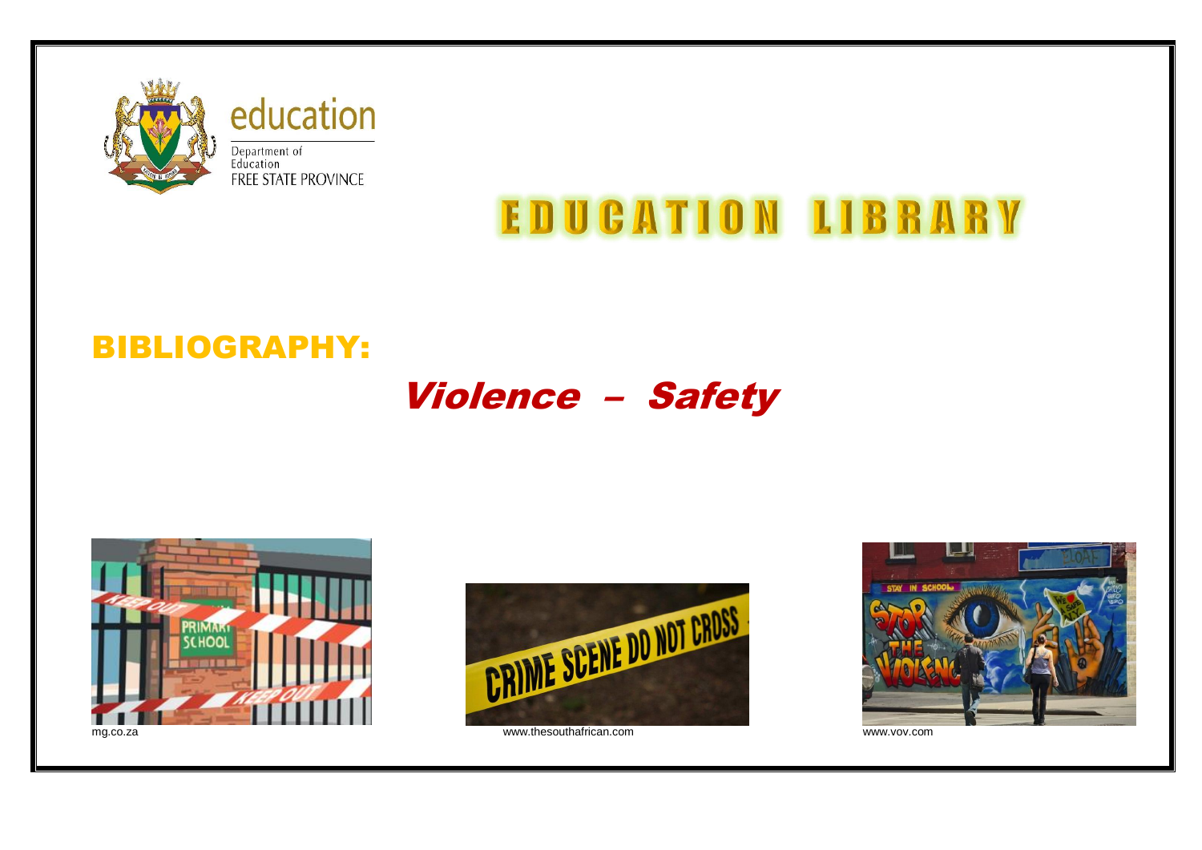education

Department of Education
FREE STATE PROVINCE

# EDUCATION LIBRARY

## BIBLIOGRAPHY:

# *Violence – Safety*

mg.co.za

www.thesouthafrican.com

www.vov.com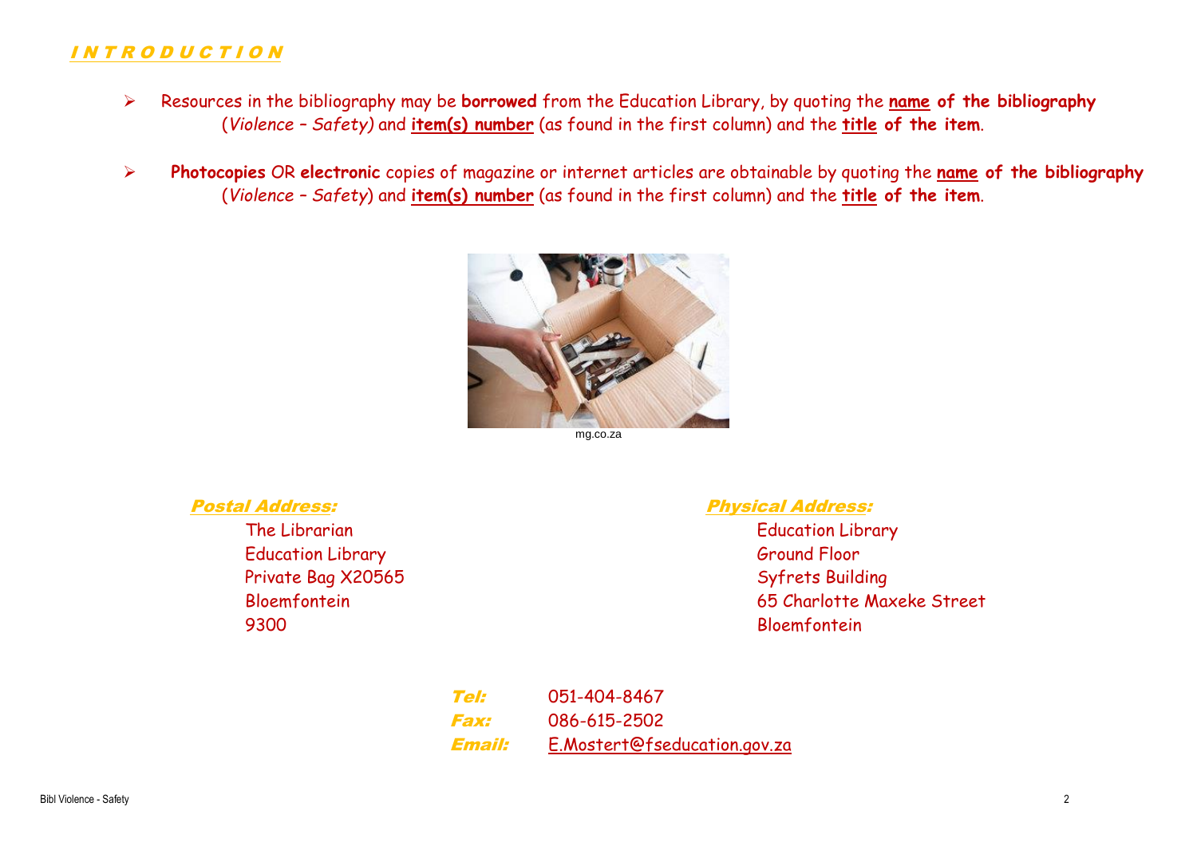## INTRODUCTION

- Resources in the bibliography may be **borrowed** from the Education Library, by quoting the **name of the bibliography** (*Violence – Safety)* and **item(s) number** (as found in the first column) and the **title of the item**.

- **Photocopies** OR **electronic** copies of magazine or internet articles are obtainable by quoting the **name of the bibliography** (*Violence – Safety*) and **item(s) number** (as found in the first column) and the **title of the item**.

mg.co.za

**Postal Address:**

The Librarian
Education Library
Private Bag X20565
Bloemfontein
9300

**Physical Address:**

Education Library
Ground Floor
Syfrets Building
65 Charlotte Maxeke Street
Bloemfontein

**Tel:** 051-404-8467
**Fax:** 086-615-2502
**Email:** E.Mostert@fseducation.gov.za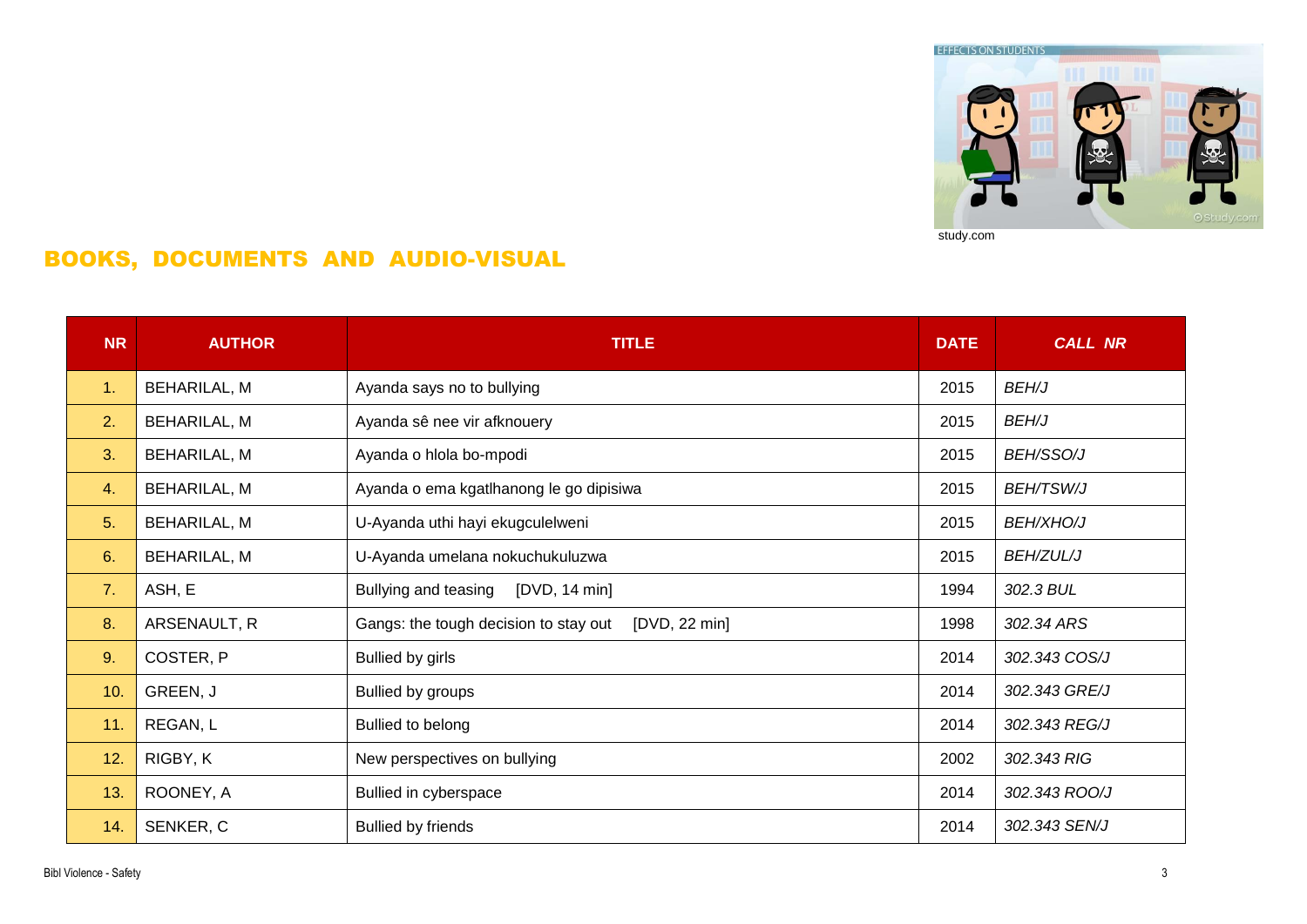study.com

## BOOKS, DOCUMENTS AND AUDIO-VISUAL

| NR | AUTHOR | TITLE | DATE | CALL NR |
|---|---|---|---|---|
| 1. | BEHARILAL, M | Ayanda says no to bullying | 2015 | *BEH/J* |
| 2. | BEHARILAL, M | Ayanda sê nee vir afknouery | 2015 | *BEH/J* |
| 3. | BEHARILAL, M | Ayanda o hlola bo-mpodi | 2015 | *BEH/SSO/J* |
| 4. | BEHARILAL, M | Ayanda o ema kgatlhanong le go dipisiwa | 2015 | *BEH/TSW/J* |
| 5. | BEHARILAL, M | U-Ayanda uthi hayi ekugculelweni | 2015 | *BEH/XHO/J* |
| 6. | BEHARILAL, M | U-Ayanda umelana nokuchukuluzwa | 2015 | *BEH/ZUL/J* |
| 7. | ASH, E | Bullying and teasing [DVD, 14 min] | 1994 | *302.3 BUL* |
| 8. | ARSENAULT, R | Gangs: the tough decision to stay out [DVD, 22 min] | 1998 | *302.34 ARS* |
| 9. | COSTER, P | Bullied by girls | 2014 | *302.343 COS/J* |
| 10. | GREEN, J | Bullied by groups | 2014 | *302.343 GRE/J* |
| 11. | REGAN, L | Bullied to belong | 2014 | *302.343 REG/J* |
| 12. | RIGBY, K | New perspectives on bullying | 2002 | *302.343 RIG* |
| 13. | ROONEY, A | Bullied in cyberspace | 2014 | *302.343 ROO/J* |
| 14. | SENKER, C | Bullied by friends | 2014 | *302.343 SEN/J* |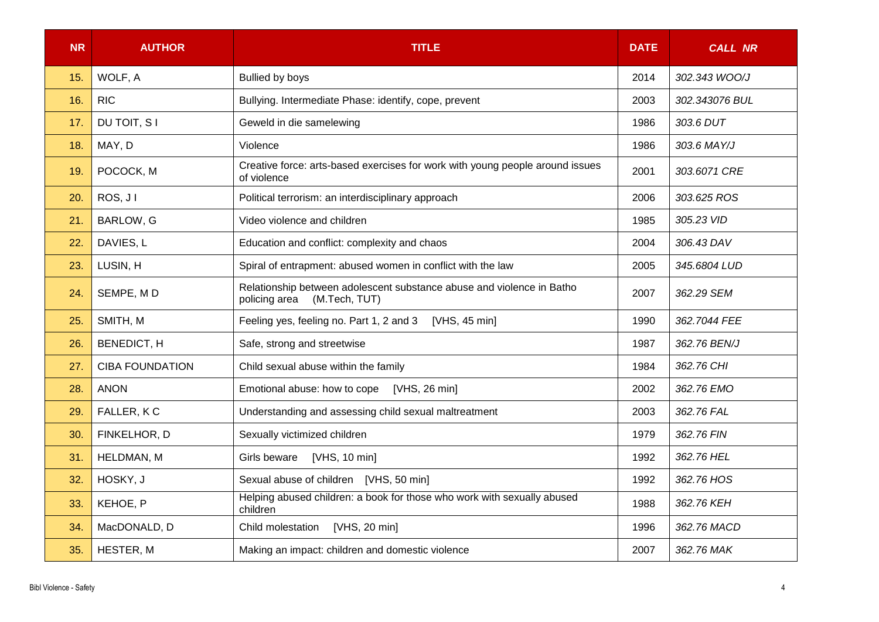| NR | AUTHOR | TITLE | DATE | *CALL NR* |
|---|---|---|---|---|
| 15. | WOLF, A | Bullied by boys | 2014 | *302.343 WOO/J* |
| 16. | RIC | Bullying. Intermediate Phase: identify, cope, prevent | 2003 | *302.343076 BUL* |
| 17. | DU TOIT, S I | Geweld in die samelewing | 1986 | *303.6 DUT* |
| 18. | MAY, D | Violence | 1986 | *303.6 MAY/J* |
| 19. | POCOCK, M | Creative force: arts-based exercises for work with young people around issues of violence | 2001 | *303.6071 CRE* |
| 20. | ROS, J I | Political terrorism: an interdisciplinary approach | 2006 | *303.625 ROS* |
| 21. | BARLOW, G | Video violence and children | 1985 | *305.23 VID* |
| 22. | DAVIES, L | Education and conflict: complexity and chaos | 2004 | *306.43 DAV* |
| 23. | LUSIN, H | Spiral of entrapment: abused women in conflict with the law | 2005 | *345.6804 LUD* |
| 24. | SEMPE, M D | Relationship between adolescent substance abuse and violence in Batho policing area (M.Tech, TUT) | 2007 | *362.29 SEM* |
| 25. | SMITH, M | Feeling yes, feeling no. Part 1, 2 and 3 [VHS, 45 min] | 1990 | *362.7044 FEE* |
| 26. | BENEDICT, H | Safe, strong and streetwise | 1987 | *362.76 BEN/J* |
| 27. | CIBA FOUNDATION | Child sexual abuse within the family | 1984 | *362.76 CHI* |
| 28. | ANON | Emotional abuse: how to cope [VHS, 26 min] | 2002 | *362.76 EMO* |
| 29. | FALLER, K C | Understanding and assessing child sexual maltreatment | 2003 | *362.76 FAL* |
| 30. | FINKELHOR, D | Sexually victimized children | 1979 | *362.76 FIN* |
| 31. | HELDMAN, M | Girls beware [VHS, 10 min] | 1992 | *362.76 HEL* |
| 32. | HOSKY, J | Sexual abuse of children [VHS, 50 min] | 1992 | *362.76 HOS* |
| 33. | KEHOE, P | Helping abused children: a book for those who work with sexually abused children | 1988 | *362.76 KEH* |
| 34. | MacDONALD, D | Child molestation [VHS, 20 min] | 1996 | *362.76 MACD* |
| 35. | HESTER, M | Making an impact: children and domestic violence | 2007 | *362.76 MAK* |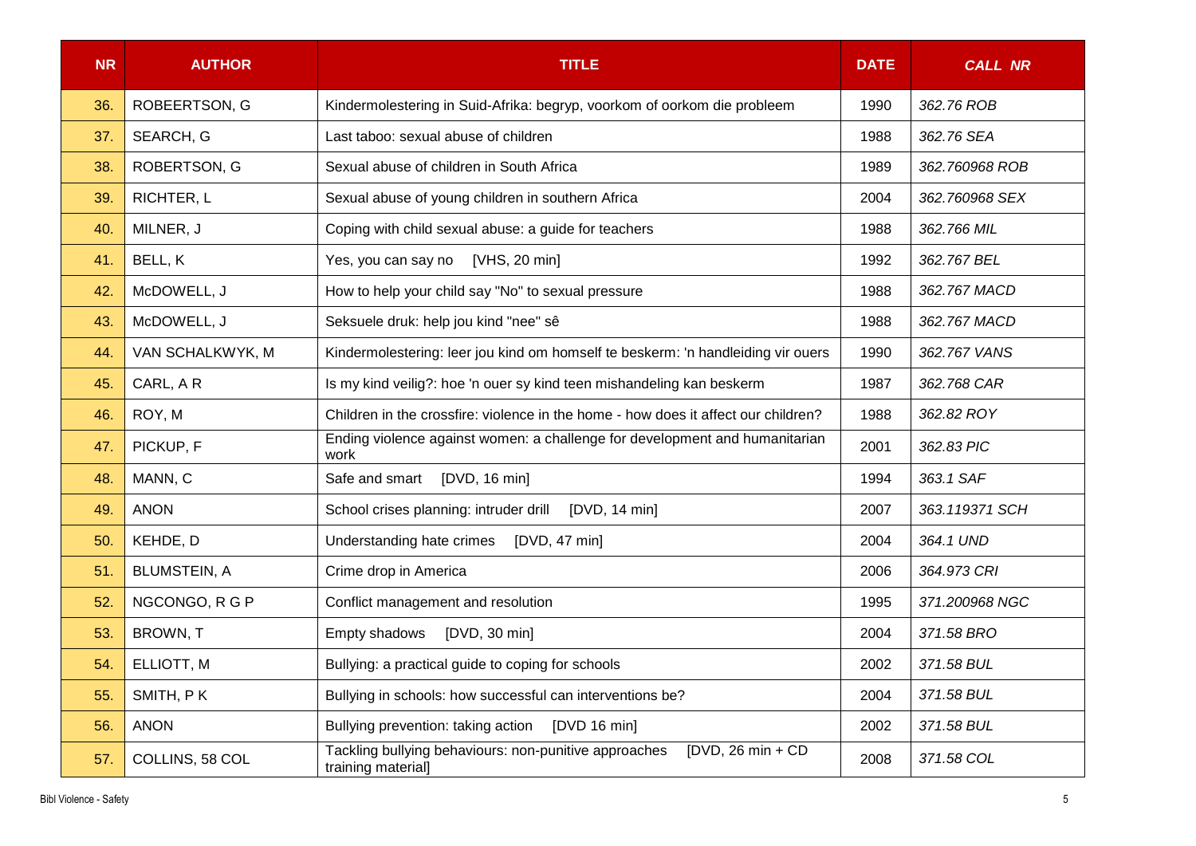| NR | AUTHOR | TITLE | DATE | CALL NR |
|---|---|---|---|---|
| 36. | ROBEERTSON, G | Kindermolestering in Suid-Afrika: begryp, voorkom of oorkom die probleem | 1990 | *362.76 ROB* |
| 37. | SEARCH, G | Last taboo: sexual abuse of children | 1988 | *362.76 SEA* |
| 38. | ROBERTSON, G | Sexual abuse of children in South Africa | 1989 | *362.760968 ROB* |
| 39. | RICHTER, L | Sexual abuse of young children in southern Africa | 2004 | *362.760968 SEX* |
| 40. | MILNER, J | Coping with child sexual abuse: a guide for teachers | 1988 | *362.766 MIL* |
| 41. | BELL, K | Yes, you can say no [VHS, 20 min] | 1992 | *362.767 BEL* |
| 42. | McDOWELL, J | How to help your child say "No" to sexual pressure | 1988 | *362.767 MACD* |
| 43. | McDOWELL, J | Seksuele druk: help jou kind "nee" sê | 1988 | *362.767 MACD* |
| 44. | VAN SCHALKWYK, M | Kindermolestering: leer jou kind om homself te beskerm: 'n handleiding vir ouers | 1990 | *362.767 VANS* |
| 45. | CARL, A R | Is my kind veilig?: hoe 'n ouer sy kind teen mishandeling kan beskerm | 1987 | *362.768 CAR* |
| 46. | ROY, M | Children in the crossfire: violence in the home - how does it affect our children? | 1988 | *362.82 ROY* |
| 47. | PICKUP, F | Ending violence against women: a challenge for development and humanitarian work | 2001 | *362.83 PIC* |
| 48. | MANN, C | Safe and smart [DVD, 16 min] | 1994 | *363.1 SAF* |
| 49. | ANON | School crises planning: intruder drill [DVD, 14 min] | 2007 | *363.119371 SCH* |
| 50. | KEHDE, D | Understanding hate crimes [DVD, 47 min] | 2004 | *364.1 UND* |
| 51. | BLUMSTEIN, A | Crime drop in America | 2006 | *364.973 CRI* |
| 52. | NGCONGO, R G P | Conflict management and resolution | 1995 | *371.200968 NGC* |
| 53. | BROWN, T | Empty shadows [DVD, 30 min] | 2004 | *371.58 BRO* |
| 54. | ELLIOTT, M | Bullying: a practical guide to coping for schools | 2002 | *371.58 BUL* |
| 55. | SMITH, P K | Bullying in schools: how successful can interventions be? | 2004 | *371.58 BUL* |
| 56. | ANON | Bullying prevention: taking action [DVD 16 min] | 2002 | *371.58 BUL* |
| 57. | COLLINS, 58 COL | Tackling bullying behaviours: non-punitive approaches [DVD, 26 min + CD training material] | 2008 | *371.58 COL* |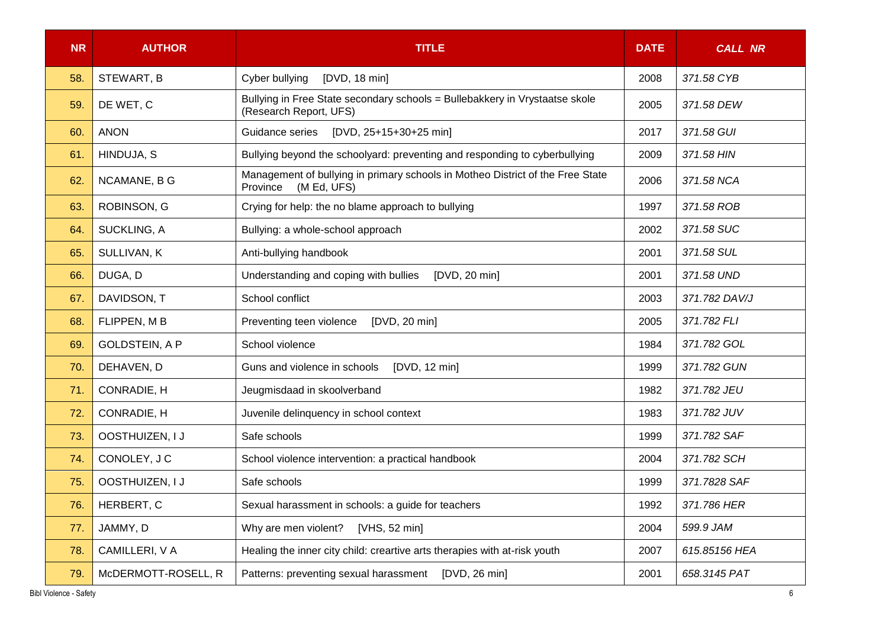| NR | AUTHOR | TITLE | DATE | CALL NR |
|---|---|---|---|---|
| 58. | STEWART, B | Cyber bullying [DVD, 18 min] | 2008 | *371.58 CYB* |
| 59. | DE WET, C | Bullying in Free State secondary schools = Bullebakkery in Vrystaatse skole (Research Report, UFS) | 2005 | *371.58 DEW* |
| 60. | ANON | Guidance series [DVD, 25+15+30+25 min] | 2017 | *371.58 GUI* |
| 61. | HINDUJA, S | Bullying beyond the schoolyard: preventing and responding to cyberbullying | 2009 | *371.58 HIN* |
| 62. | NCAMANE, B G | Management of bullying in primary schools in Motheo District of the Free State Province (M Ed, UFS) | 2006 | *371.58 NCA* |
| 63. | ROBINSON, G | Crying for help: the no blame approach to bullying | 1997 | *371.58 ROB* |
| 64. | SUCKLING, A | Bullying: a whole-school approach | 2002 | *371.58 SUC* |
| 65. | SULLIVAN, K | Anti-bullying handbook | 2001 | *371.58 SUL* |
| 66. | DUGA, D | Understanding and coping with bullies [DVD, 20 min] | 2001 | *371.58 UND* |
| 67. | DAVIDSON, T | School conflict | 2003 | *371.782 DAV/J* |
| 68. | FLIPPEN, M B | Preventing teen violence [DVD, 20 min] | 2005 | *371.782 FLI* |
| 69. | GOLDSTEIN, A P | School violence | 1984 | *371.782 GOL* |
| 70. | DEHAVEN, D | Guns and violence in schools [DVD, 12 min] | 1999 | *371.782 GUN* |
| 71. | CONRADIE, H | Jeugmisdaad in skoolverband | 1982 | *371.782 JEU* |
| 72. | CONRADIE, H | Juvenile delinquency in school context | 1983 | *371.782 JUV* |
| 73. | OOSTHUIZEN, I J | Safe schools | 1999 | *371.782 SAF* |
| 74. | CONOLEY, J C | School violence intervention: a practical handbook | 2004 | *371.782 SCH* |
| 75. | OOSTHUIZEN, I J | Safe schools | 1999 | *371.7828 SAF* |
| 76. | HERBERT, C | Sexual harassment in schools: a guide for teachers | 1992 | *371.786 HER* |
| 77. | JAMMY, D | Why are men violent? [VHS, 52 min] | 2004 | *599.9 JAM* |
| 78. | CAMILLERI, V A | Healing the inner city child: creartive arts therapies with at-risk youth | 2007 | *615.85156 HEA* |
| 79. | McDERMOTT-ROSELL, R | Patterns: preventing sexual harassment [DVD, 26 min] | 2001 | *658.3145 PAT* |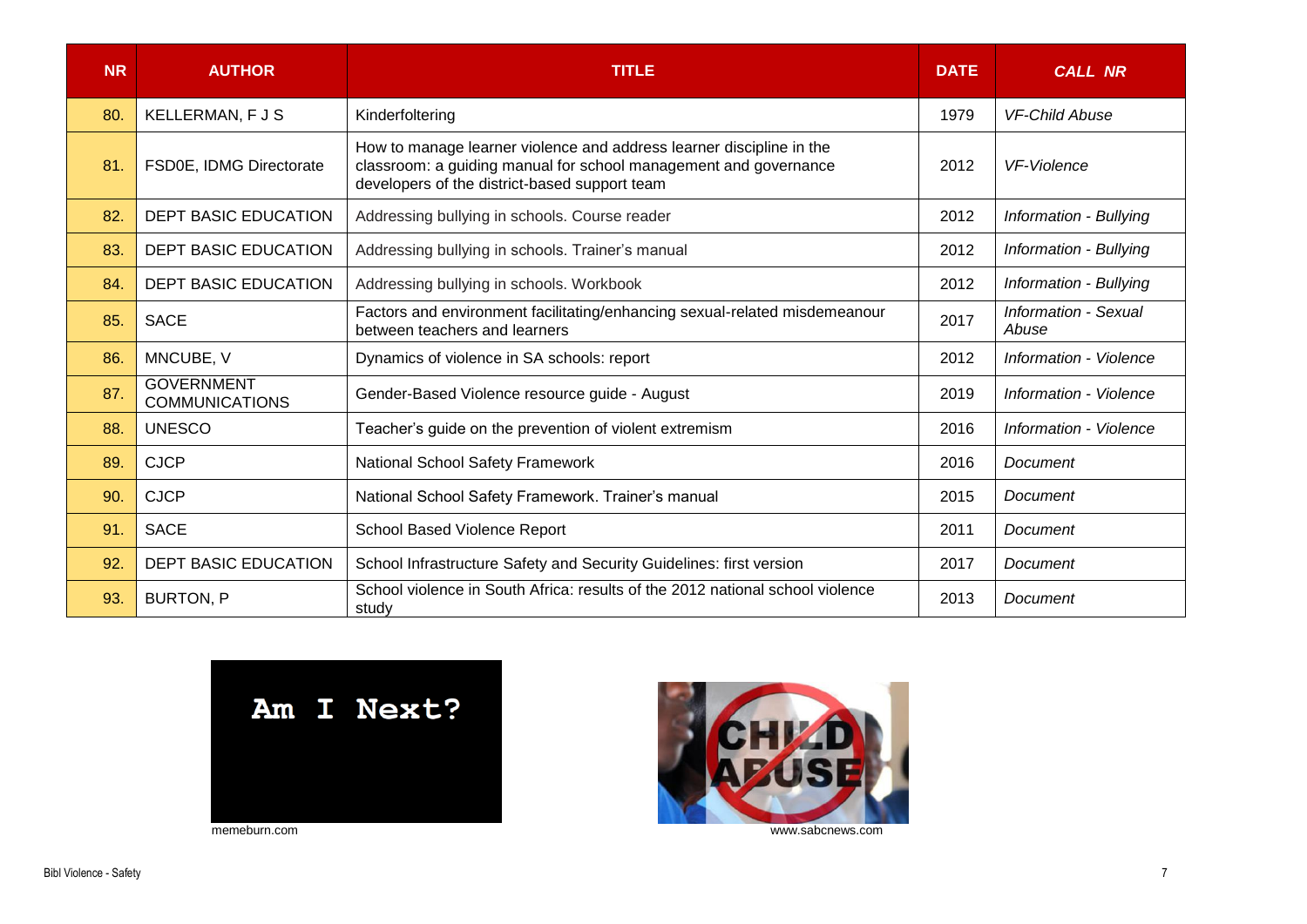| NR | AUTHOR | TITLE | DATE | *CALL NR* |
|---|---|---|---|---|
| 80. | KELLERMAN, F J S | Kinderfoltering | 1979 | *VF-Child Abuse* |
| 81. | FSD0E, IDMG Directorate | How to manage learner violence and address learner discipline in the classroom: a guiding manual for school management and governance developers of the district-based support team | 2012 | *VF-Violence* |
| 82. | DEPT BASIC EDUCATION | Addressing bullying in schools. Course reader | 2012 | *Information - Bullying* |
| 83. | DEPT BASIC EDUCATION | Addressing bullying in schools. Trainer's manual | 2012 | *Information - Bullying* |
| 84. | DEPT BASIC EDUCATION | Addressing bullying in schools. Workbook | 2012 | *Information - Bullying* |
| 85. | SACE | Factors and environment facilitating/enhancing sexual-related misdemeanour between teachers and learners | 2017 | *Information - Sexual Abuse* |
| 86. | MNCUBE, V | Dynamics of violence in SA schools: report | 2012 | *Information - Violence* |
| 87. | GOVERNMENT COMMUNICATIONS | Gender-Based Violence resource guide - August | 2019 | *Information - Violence* |
| 88. | UNESCO | Teacher's guide on the prevention of violent extremism | 2016 | *Information - Violence* |
| 89. | CJCP | National School Safety Framework | 2016 | *Document* |
| 90. | CJCP | National School Safety Framework. Trainer's manual | 2015 | *Document* |
| 91. | SACE | School Based Violence Report | 2011 | *Document* |
| 92. | DEPT BASIC EDUCATION | School Infrastructure Safety and Security Guidelines: first version | 2017 | *Document* |
| 93. | BURTON, P | School violence in South Africa: results of the 2012 national school violence study | 2013 | *Document* |

memeburn.com

www.sabcnews.com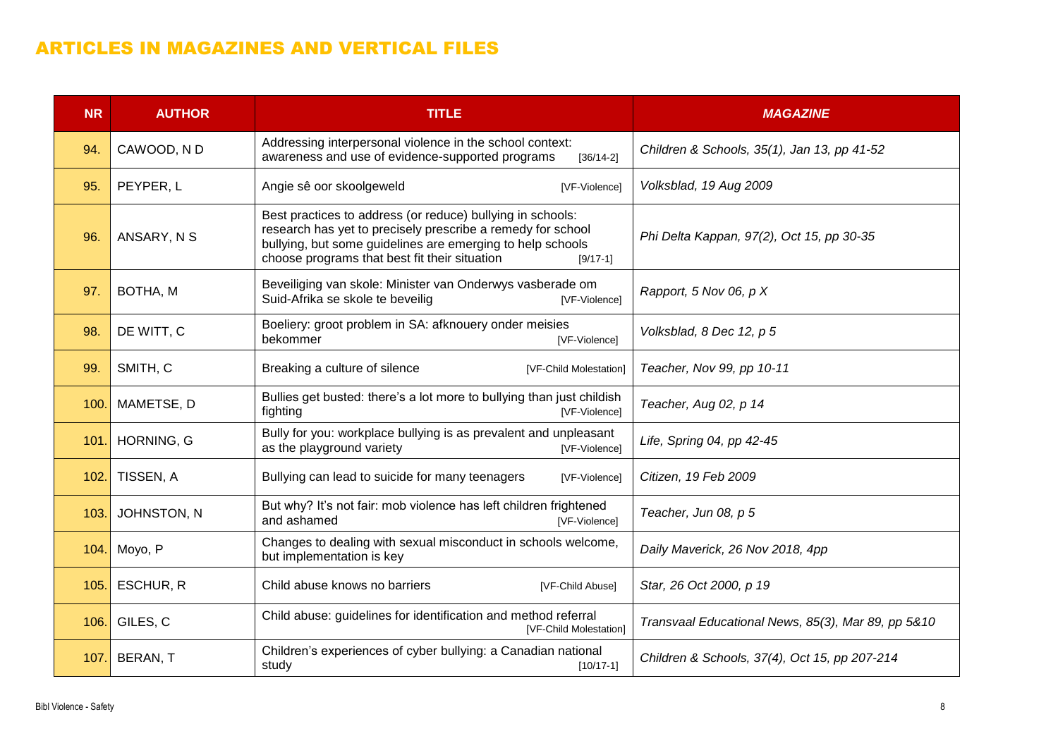## ARTICLES IN MAGAZINES AND VERTICAL FILES

| NR | AUTHOR | TITLE | *MAGAZINE* |
|---|---|---|---|
| 94. | CAWOOD, N D | Addressing interpersonal violence in the school context: awareness and use of evidence-supported programs [36/14-2] | *Children & Schools, 35(1), Jan 13, pp 41-52* |
| 95. | PEYPER, L | Angie sê oor skoolgeweld [VF-Violence] | *Volksblad, 19 Aug 2009* |
| 96. | ANSARY, N S | Best practices to address (or reduce) bullying in schools: research has yet to precisely prescribe a remedy for school bullying, but some guidelines are emerging to help schools choose programs that best fit their situation [9/17-1] | *Phi Delta Kappan, 97(2), Oct 15, pp 30-35* |
| 97. | BOTHA, M | Beveiliging van skole: Minister van Onderwys vasberade om Suid-Afrika se skole te beveilig [VF-Violence] | *Rapport, 5 Nov 06, p X* |
| 98. | DE WITT, C | Boeliery: groot problem in SA: afknouery onder meisies bekommer [VF-Violence] | *Volksblad, 8 Dec 12, p 5* |
| 99. | SMITH, C | Breaking a culture of silence [VF-Child Molestation] | *Teacher, Nov 99, pp 10-11* |
| 100. | MAMETSE, D | Bullies get busted: there's a lot more to bullying than just childish fighting [VF-Violence] | *Teacher, Aug 02, p 14* |
| 101. | HORNING, G | Bully for you: workplace bullying is as prevalent and unpleasant as the playground variety [VF-Violence] | *Life, Spring 04, pp 42-45* |
| 102. | TISSEN, A | Bullying can lead to suicide for many teenagers [VF-Violence] | *Citizen, 19 Feb 2009* |
| 103. | JOHNSTON, N | But why? It's not fair: mob violence has left children frightened and ashamed [VF-Violence] | *Teacher, Jun 08, p 5* |
| 104. | Moyo, P | Changes to dealing with sexual misconduct in schools welcome, but implementation is key | *Daily Maverick, 26 Nov 2018, 4pp* |
| 105. | ESCHUR, R | Child abuse knows no barriers [VF-Child Abuse] | *Star, 26 Oct 2000, p 19* |
| 106. | GILES, C | Child abuse: guidelines for identification and method referral [VF-Child Molestation] | *Transvaal Educational News, 85(3), Mar 89, pp 5&10* |
| 107. | BERAN, T | Children's experiences of cyber bullying: a Canadian national study [10/17-1] | *Children & Schools, 37(4), Oct 15, pp 207-214* |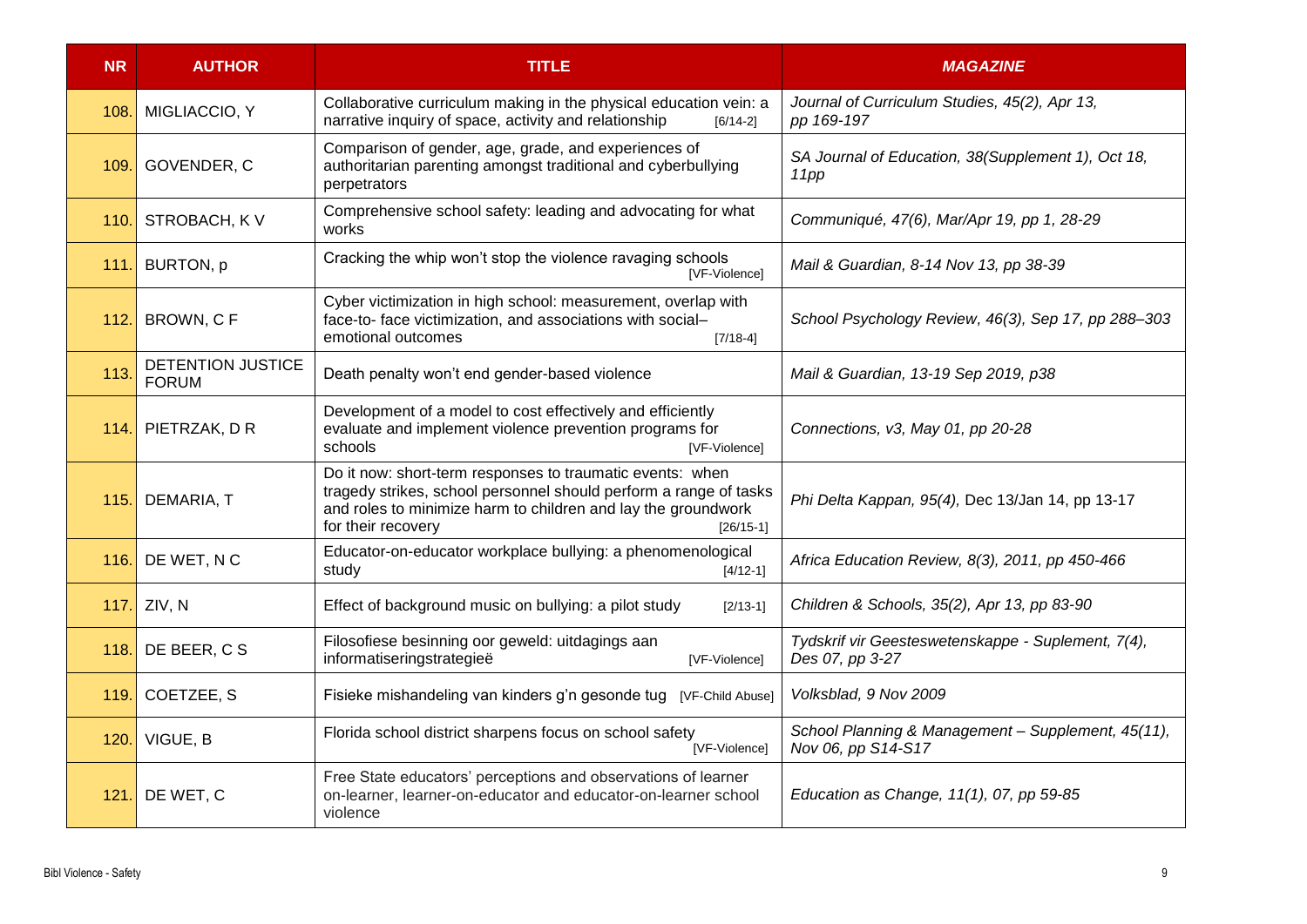| NR | AUTHOR | TITLE | *MAGAZINE* |
|---|---|---|---|
| 108. | MIGLIACCIO, Y | Collaborative curriculum making in the physical education vein: a narrative inquiry of space, activity and relationship [6/14-2] | *Journal of Curriculum Studies, 45(2), Apr 13, pp 169-197* |
| 109. | GOVENDER, C | Comparison of gender, age, grade, and experiences of authoritarian parenting amongst traditional and cyberbullying perpetrators | *SA Journal of Education, 38(Supplement 1), Oct 18, 11pp* |
| 110. | STROBACH, K V | Comprehensive school safety: leading and advocating for what works | *Communiqué, 47(6), Mar/Apr 19, pp 1, 28-29* |
| 111. | BURTON, p | Cracking the whip won't stop the violence ravaging schools [VF-Violence] | *Mail & Guardian, 8-14 Nov 13, pp 38-39* |
| 112. | BROWN, C F | Cyber victimization in high school: measurement, overlap with face-to- face victimization, and associations with social–emotional outcomes [7/18-4] | *School Psychology Review, 46(3), Sep 17, pp 288–303* |
| 113. | DETENTION JUSTICE FORUM | Death penalty won't end gender-based violence | *Mail & Guardian, 13-19 Sep 2019, p38* |
| 114. | PIETRZAK, D R | Development of a model to cost effectively and efficiently evaluate and implement violence prevention programs for schools [VF-Violence] | *Connections, v3, May 01, pp 20-28* |
| 115. | DEMARIA, T | Do it now: short-term responses to traumatic events: when tragedy strikes, school personnel should perform a range of tasks and roles to minimize harm to children and lay the groundwork for their recovery [26/15-1] | *Phi Delta Kappan, 95(4),* Dec 13/Jan 14, pp 13-17 |
| 116. | DE WET, N C | Educator-on-educator workplace bullying: a phenomenological study [4/12-1] | *Africa Education Review, 8(3), 2011, pp 450-466* |
| 117. | ZIV, N | Effect of background music on bullying: a pilot study [2/13-1] | *Children & Schools, 35(2), Apr 13, pp 83-90* |
| 118. | DE BEER, C S | Filosofiese besinning oor geweld: uitdagings aan informatiseringstrategieë [VF-Violence] | *Tydskrif vir Geesteswetenskappe - Suplement, 7(4), Des 07, pp 3-27* |
| 119. | COETZEE, S | Fisieke mishandeling van kinders g'n gesonde tug [VF-Child Abuse] | *Volksblad, 9 Nov 2009* |
| 120. | VIGUE, B | Florida school district sharpens focus on school safety [VF-Violence] | *School Planning & Management – Supplement, 45(11), Nov 06, pp S14-S17* |
| 121. | DE WET, C | Free State educators' perceptions and observations of learner on-learner, learner-on-educator and educator-on-learner school violence | *Education as Change, 11(1), 07, pp 59-85* |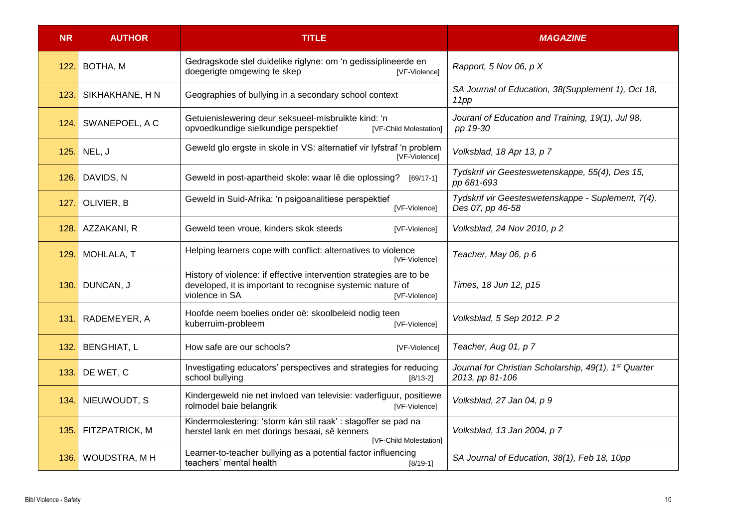| NR | AUTHOR | TITLE | *MAGAZINE* |
|---|---|---|---|
| 122. | BOTHA, M | Gedragskode stel duidelike riglyne: om 'n gedissiplineerde en doegerigte omgewing te skep [VF-Violence] | *Rapport, 5 Nov 06, p X* |
| 123. | SIKHAKHANE, H N | Geographies of bullying in a secondary school context | *SA Journal of Education, 38(Supplement 1), Oct 18, 11pp* |
| 124. | SWANEPOEL, A C | Getuienislewering deur seksueel-misbruikte kind: 'n opvoedkundige sielkundige perspektief [VF-Child Molestation] | *Jouranl of Education and Training, 19(1), Jul 98, pp 19-30* |
| 125. | NEL, J | Geweld glo ergste in skole in VS: alternatief vir lyfstraf 'n problem [VF-Violence] | *Volksblad, 18 Apr 13, p 7* |
| 126. | DAVIDS, N | Geweld in post-apartheid skole: waar lê die oplossing? [69/17-1] | *Tydskrif vir Geesteswetenskappe, 55(4), Des 15, pp 681-693* |
| 127. | OLIVIER, B | Geweld in Suid-Afrika: 'n psigoanalitiese perspektief [VF-Violence] | *Tydskrif vir Geesteswetenskappe - Suplement, 7(4), Des 07, pp 46-58* |
| 128. | AZZAKANI, R | Geweld teen vroue, kinders skok steeds [VF-Violence] | *Volksblad, 24 Nov 2010, p 2* |
| 129. | MOHLALA, T | Helping learners cope with conflict: alternatives to violence [VF-Violence] | *Teacher, May 06, p 6* |
| 130. | DUNCAN, J | History of violence: if effective intervention strategies are to be developed, it is important to recognise systemic nature of violence in SA [VF-Violence] | *Times, 18 Jun 12, p15* |
| 131. | RADEMEYER, A | Hoofde neem boelies onder oë: skoolbeleid nodig teen kuberruim-probleem [VF-Violence] | *Volksblad, 5 Sep 2012. P 2* |
| 132. | BENGHIAT, L | How safe are our schools? [VF-Violence] | *Teacher, Aug 01, p 7* |
| 133. | DE WET, C | Investigating educators' perspectives and strategies for reducing school bullying [8/13-2] | *Journal for Christian Scholarship, 49(1), 1st Quarter 2013, pp 81-106* |
| 134. | NIEUWOUDT, S | Kindergeweld nie net invloed van televisie: vaderfiguur, positiewe rolmodel baie belangrik [VF-Violence] | *Volksblad, 27 Jan 04, p 9* |
| 135. | FITZPATRICK, M | Kindermolestering: 'storm kán stil raak' : slagoffer se pad na herstel lank en met dorings besaai, sê kenners [VF-Child Molestation] | *Volksblad, 13 Jan 2004, p 7* |
| 136. | WOUDSTRA, M H | Learner-to-teacher bullying as a potential factor influencing teachers' mental health [8/19-1] | *SA Journal of Education, 38(1), Feb 18, 10pp* |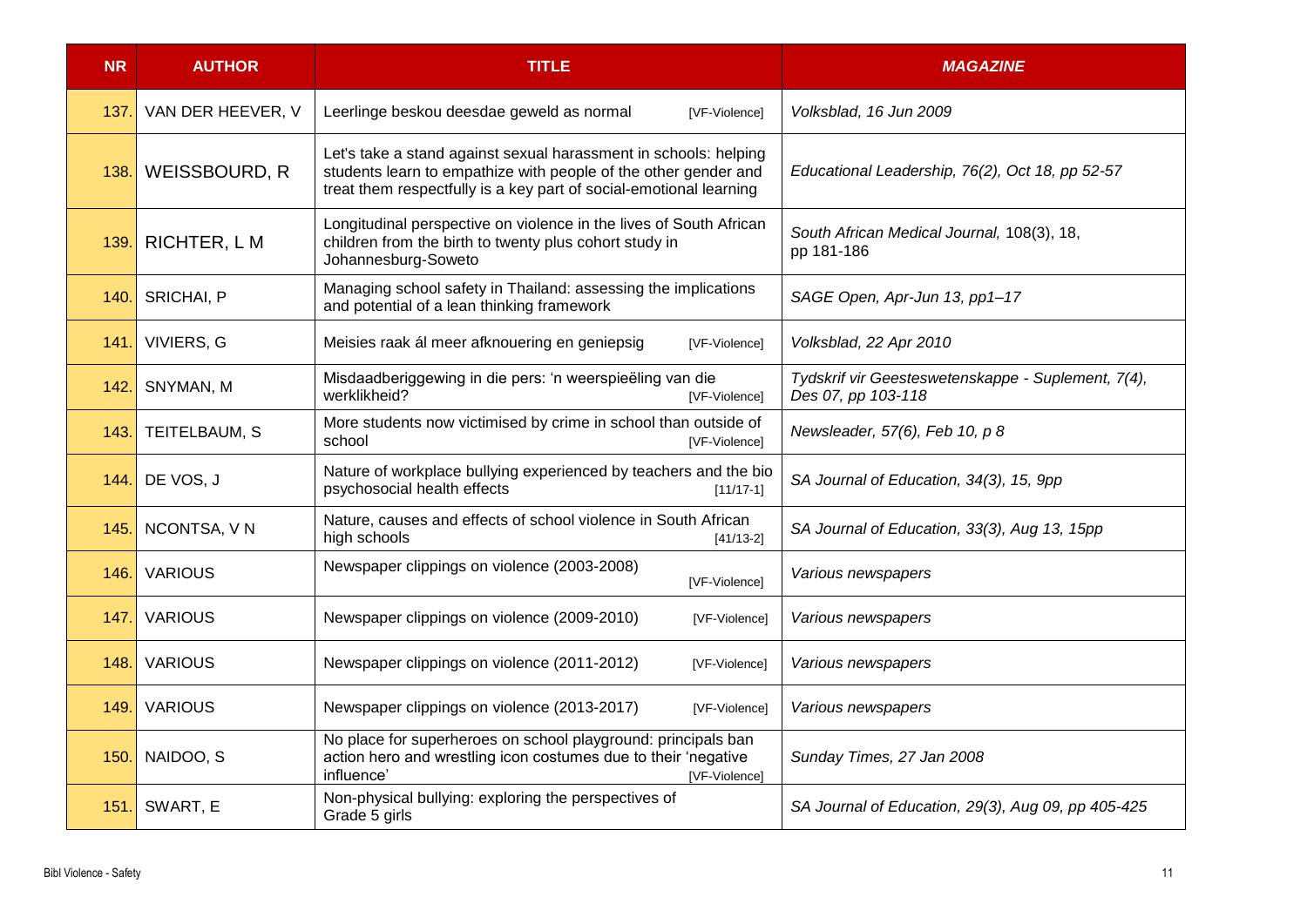| NR | AUTHOR | TITLE | MAGAZINE |
|---|---|---|---|
| 137. | VAN DER HEEVER, V | Leerlinge beskou deesdae geweld as normal [VF-Violence] | *Volksblad, 16 Jun 2009* |
| 138. | WEISSBOURD, R | Let's take a stand against sexual harassment in schools: helping students learn to empathize with people of the other gender and treat them respectfully is a key part of social-emotional learning | *Educational Leadership, 76(2), Oct 18, pp 52-57* |
| 139. | RICHTER, L M | Longitudinal perspective on violence in the lives of South African children from the birth to twenty plus cohort study in Johannesburg-Soweto | *South African Medical Journal,* 108(3), 18, pp 181-186 |
| 140. | SRICHAI, P | Managing school safety in Thailand: assessing the implications and potential of a lean thinking framework | *SAGE Open, Apr-Jun 13, pp1–17* |
| 141. | VIVIERS, G | Meisies raak ál meer afknouering en geniepsig [VF-Violence] | *Volksblad, 22 Apr 2010* |
| 142. | SNYMAN, M | Misdaadberiggewing in die pers: 'n weerspieëling van die werklikheid? [VF-Violence] | *Tydskrif vir Geesteswetenskappe - Suplement, 7(4), Des 07, pp 103-118* |
| 143. | TEITELBAUM, S | More students now victimised by crime in school than outside of school [VF-Violence] | *Newsleader, 57(6), Feb 10, p 8* |
| 144. | DE VOS, J | Nature of workplace bullying experienced by teachers and the bio psychosocial health effects [11/17-1] | *SA Journal of Education, 34(3), 15, 9pp* |
| 145. | NCONTSA, V N | Nature, causes and effects of school violence in South African high schools [41/13-2] | *SA Journal of Education, 33(3), Aug 13, 15pp* |
| 146. | VARIOUS | Newspaper clippings on violence (2003-2008) [VF-Violence] | *Various newspapers* |
| 147. | VARIOUS | Newspaper clippings on violence (2009-2010) [VF-Violence] | *Various newspapers* |
| 148. | VARIOUS | Newspaper clippings on violence (2011-2012) [VF-Violence] | *Various newspapers* |
| 149. | VARIOUS | Newspaper clippings on violence (2013-2017) [VF-Violence] | *Various newspapers* |
| 150. | NAIDOO, S | No place for superheroes on school playground: principals ban action hero and wrestling icon costumes due to their 'negative influence' [VF-Violence] | *Sunday Times, 27 Jan 2008* |
| 151. | SWART, E | Non-physical bullying: exploring the perspectives of Grade 5 girls | *SA Journal of Education, 29(3), Aug 09, pp 405-425* |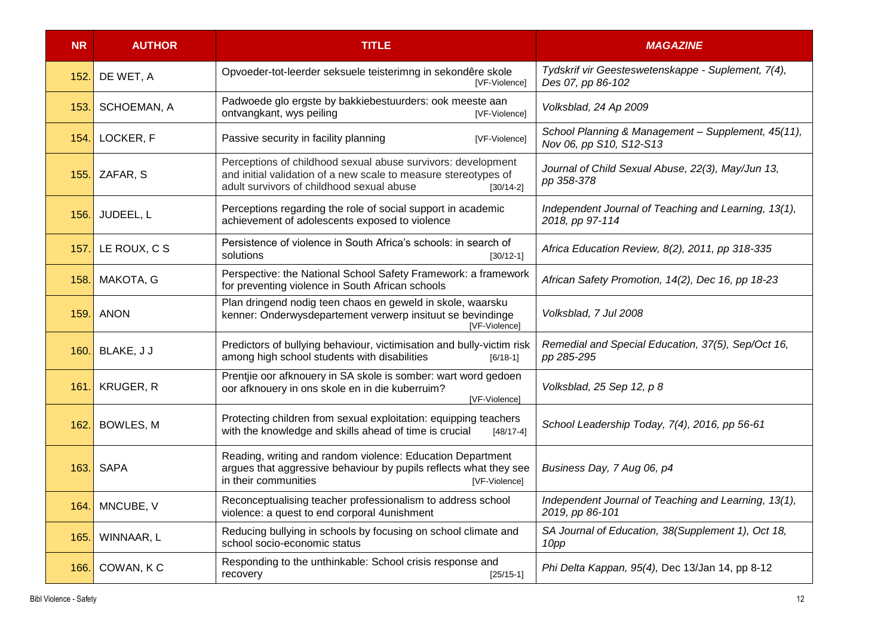| NR | AUTHOR | TITLE | MAGAZINE |
|---|---|---|---|
| 152. | DE WET, A | Opvoeder-tot-leerder seksuele teisterimng in sekondêre skole [VF-Violence] | *Tydskrif vir Geesteswetenskappe - Suplement, 7(4), Des 07, pp 86-102* |
| 153. | SCHOEMAN, A | Padwoede glo ergste by bakkiebestuurders: ook meeste aan ontvangkant, wys peiling [VF-Violence] | *Volksblad, 24 Ap 2009* |
| 154. | LOCKER, F | Passive security in facility planning [VF-Violence] | *School Planning & Management – Supplement, 45(11), Nov 06, pp S10, S12-S13* |
| 155. | ZAFAR, S | Perceptions of childhood sexual abuse survivors: development and initial validation of a new scale to measure stereotypes of adult survivors of childhood sexual abuse [30/14-2] | *Journal of Child Sexual Abuse, 22(3), May/Jun 13, pp 358-378* |
| 156. | JUDEEL, L | Perceptions regarding the role of social support in academic achievement of adolescents exposed to violence | *Independent Journal of Teaching and Learning, 13(1), 2018, pp 97-114* |
| 157. | LE ROUX, C S | Persistence of violence in South Africa's schools: in search of solutions [30/12-1] | *Africa Education Review, 8(2), 2011, pp 318-335* |
| 158. | MAKOTA, G | Perspective: the National School Safety Framework: a framework for preventing violence in South African schools | *African Safety Promotion, 14(2), Dec 16, pp 18-23* |
| 159. | ANON | Plan dringend nodig teen chaos en geweld in skole, waarsku kenner: Onderwysdepartement verwerp insituut se bevindinge [VF-Violence] | *Volksblad, 7 Jul 2008* |
| 160. | BLAKE, J J | Predictors of bullying behaviour, victimisation and bully-victim risk among high school students with disabilities [6/18-1] | *Remedial and Special Education, 37(5), Sep/Oct 16, pp 285-295* |
| 161. | KRUGER, R | Prentjie oor afknouery in SA skole is somber: wart word gedoen oor afknouery in ons skole en in die kuberruim? [VF-Violence] | *Volksblad, 25 Sep 12, p 8* |
| 162. | BOWLES, M | Protecting children from sexual exploitation: equipping teachers with the knowledge and skills ahead of time is crucial [48/17-4] | *School Leadership Today, 7(4), 2016, pp 56-61* |
| 163. | SAPA | Reading, writing and random violence: Education Department argues that aggressive behaviour by pupils reflects what they see in their communities [VF-Violence] | *Business Day, 7 Aug 06, p4* |
| 164. | MNCUBE, V | Reconceptualising teacher professionalism to address school violence: a quest to end corporal 4unishment | *Independent Journal of Teaching and Learning, 13(1), 2019, pp 86-101* |
| 165. | WINNAAR, L | Reducing bullying in schools by focusing on school climate and school socio-economic status | *SA Journal of Education, 38(Supplement 1), Oct 18, 10pp* |
| 166. | COWAN, K C | Responding to the unthinkable: School crisis response and recovery [25/15-1] | *Phi Delta Kappan, 95(4),* Dec 13/Jan 14, pp 8-12 |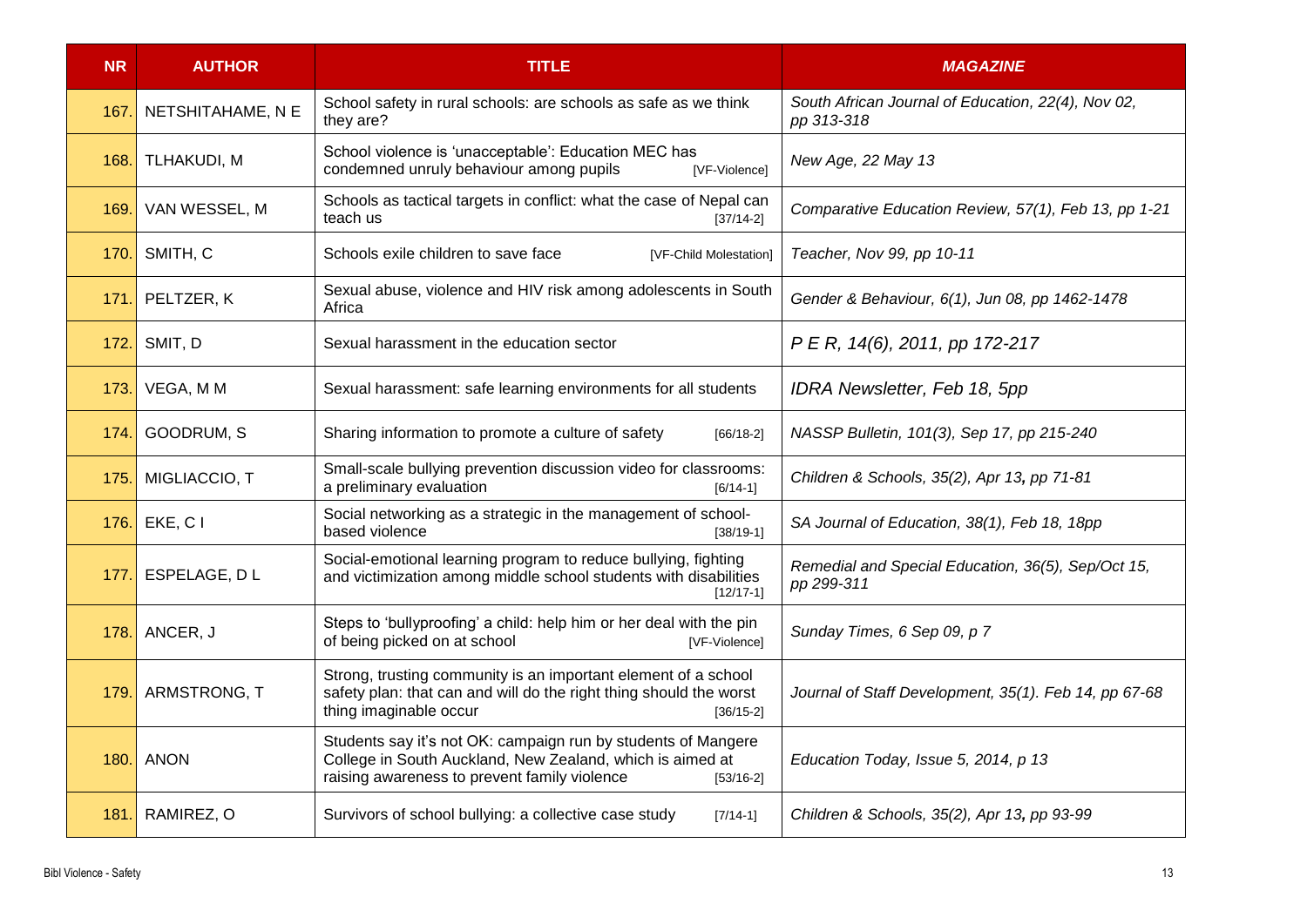| NR | AUTHOR | TITLE | MAGAZINE |
|---|---|---|---|
| 167. | NETSHITAHAME, N E | School safety in rural schools: are schools as safe as we think they are? | *South African Journal of Education, 22(4), Nov 02, pp 313-318* |
| 168. | TLHAKUDI, M | School violence is 'unacceptable': Education MEC has condemned unruly behaviour among pupils [VF-Violence] | *New Age, 22 May 13* |
| 169. | VAN WESSEL, M | Schools as tactical targets in conflict: what the case of Nepal can teach us [37/14-2] | *Comparative Education Review, 57(1), Feb 13, pp 1-21* |
| 170. | SMITH, C | Schools exile children to save face [VF-Child Molestation] | *Teacher, Nov 99, pp 10-11* |
| 171. | PELTZER, K | Sexual abuse, violence and HIV risk among adolescents in South Africa | *Gender & Behaviour, 6(1), Jun 08, pp 1462-1478* |
| 172. | SMIT, D | Sexual harassment in the education sector | *P E R, 14(6), 2011, pp 172-217* |
| 173. | VEGA, M M | Sexual harassment: safe learning environments for all students | *IDRA Newsletter, Feb 18, 5pp* |
| 174. | GOODRUM, S | Sharing information to promote a culture of safety [66/18-2] | *NASSP Bulletin, 101(3), Sep 17, pp 215-240* |
| 175. | MIGLIACCIO, T | Small-scale bullying prevention discussion video for classrooms: a preliminary evaluation [6/14-1] | *Children & Schools, 35(2), Apr 13, pp 71-81* |
| 176. | EKE, C I | Social networking as a strategic in the management of school-based violence [38/19-1] | *SA Journal of Education, 38(1), Feb 18, 18pp* |
| 177. | ESPELAGE, D L | Social-emotional learning program to reduce bullying, fighting and victimization among middle school students with disabilities [12/17-1] | *Remedial and Special Education, 36(5), Sep/Oct 15, pp 299-311* |
| 178. | ANCER, J | Steps to 'bullyproofing' a child: help him or her deal with the pin of being picked on at school [VF-Violence] | *Sunday Times, 6 Sep 09, p 7* |
| 179. | ARMSTRONG, T | Strong, trusting community is an important element of a school safety plan: that can and will do the right thing should the worst thing imaginable occur [36/15-2] | *Journal of Staff Development, 35(1). Feb 14, pp 67-68* |
| 180. | ANON | Students say it's not OK: campaign run by students of Mangere College in South Auckland, New Zealand, which is aimed at raising awareness to prevent family violence [53/16-2] | *Education Today, Issue 5, 2014, p 13* |
| 181. | RAMIREZ, O | Survivors of school bullying: a collective case study [7/14-1] | *Children & Schools, 35(2), Apr 13, pp 93-99* |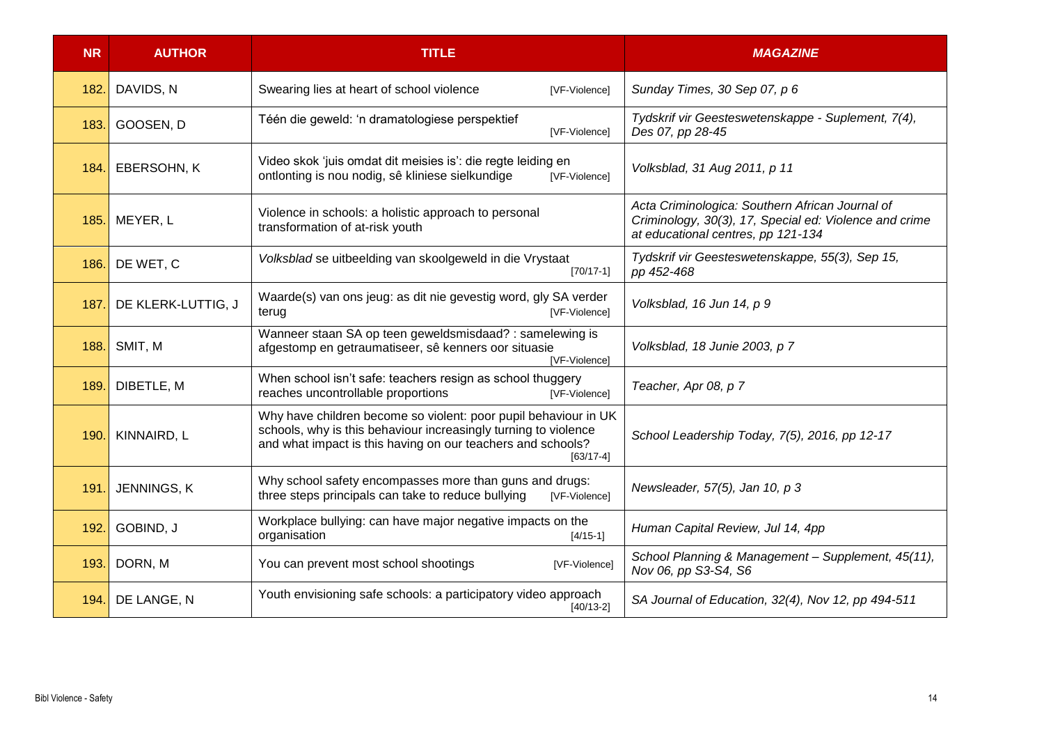| NR | AUTHOR | TITLE | MAGAZINE |
|---|---|---|---|
| 182. | DAVIDS, N | Swearing lies at heart of school violence [VF-Violence] | *Sunday Times, 30 Sep 07, p 6* |
| 183. | GOOSEN, D | Téén die geweld: 'n dramatologiese perspektief [VF-Violence] | *Tydskrif vir Geesteswetenskappe - Suplement, 7(4), Des 07, pp 28-45* |
| 184. | EBERSOHN, K | Video skok 'juis omdat dit meisies is': die regte leiding en ontlonting is nou nodig, sê kliniese sielkundige [VF-Violence] | *Volksblad, 31 Aug 2011, p 11* |
| 185. | MEYER, L | Violence in schools: a holistic approach to personal transformation of at-risk youth | *Acta Criminologica: Southern African Journal of Criminology, 30(3), 17, Special ed: Violence and crime at educational centres, pp 121-134* |
| 186. | DE WET, C | *Volksblad* se uitbeelding van skoolgeweld in die Vrystaat [70/17-1] | *Tydskrif vir Geesteswetenskappe, 55(3), Sep 15, pp 452-468* |
| 187. | DE KLERK-LUTTIG, J | Waarde(s) van ons jeug: as dit nie gevestig word, gly SA verder terug [VF-Violence] | *Volksblad, 16 Jun 14, p 9* |
| 188. | SMIT, M | Wanneer staan SA op teen geweldsmisdaad? : samelewing is afgestomp en getraumatiseer, sê kenners oor situasie [VF-Violence] | *Volksblad, 18 Junie 2003, p 7* |
| 189. | DIBETLE, M | When school isn't safe: teachers resign as school thuggery reaches uncontrollable proportions [VF-Violence] | *Teacher, Apr 08, p 7* |
| 190. | KINNAIRD, L | Why have children become so violent: poor pupil behaviour in UK schools, why is this behaviour increasingly turning to violence and what impact is this having on our teachers and schools? [63/17-4] | *School Leadership Today, 7(5), 2016, pp 12-17* |
| 191. | JENNINGS, K | Why school safety encompasses more than guns and drugs: three steps principals can take to reduce bullying [VF-Violence] | *Newsleader, 57(5), Jan 10, p 3* |
| 192. | GOBIND, J | Workplace bullying: can have major negative impacts on the organisation [4/15-1] | *Human Capital Review, Jul 14, 4pp* |
| 193. | DORN, M | You can prevent most school shootings [VF-Violence] | *School Planning & Management – Supplement, 45(11), Nov 06, pp S3-S4, S6* |
| 194. | DE LANGE, N | Youth envisioning safe schools: a participatory video approach [40/13-2] | *SA Journal of Education, 32(4), Nov 12, pp 494-511* |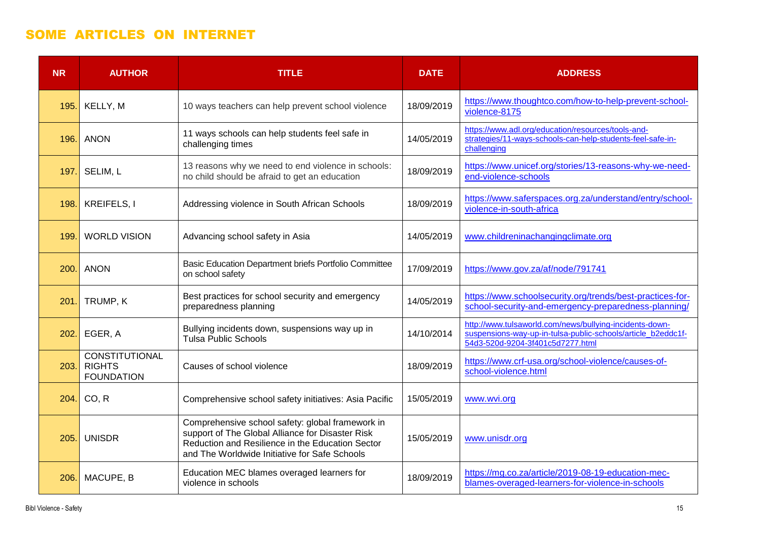## SOME ARTICLES ON INTERNET

| NR | AUTHOR | TITLE | DATE | ADDRESS |
|---|---|---|---|---|
| 195. | KELLY, M | 10 ways teachers can help prevent school violence | 18/09/2019 | https://www.thoughtco.com/how-to-help-prevent-school-violence-8175 |
| 196. | ANON | 11 ways schools can help students feel safe in challenging times | 14/05/2019 | https://www.adl.org/education/resources/tools-and-strategies/11-ways-schools-can-help-students-feel-safe-in-challenging |
| 197. | SELIM, L | 13 reasons why we need to end violence in schools: no child should be afraid to get an education | 18/09/2019 | https://www.unicef.org/stories/13-reasons-why-we-need-end-violence-schools |
| 198. | KREIFELS, I | Addressing violence in South African Schools | 18/09/2019 | https://www.saferspaces.org.za/understand/entry/school-violence-in-south-africa |
| 199. | WORLD VISION | Advancing school safety in Asia | 14/05/2019 | www.childreninachangingclimate.org |
| 200. | ANON | Basic Education Department briefs Portfolio Committee on school safety | 17/09/2019 | https://www.gov.za/af/node/791741 |
| 201. | TRUMP, K | Best practices for school security and emergency preparedness planning | 14/05/2019 | https://www.schoolsecurity.org/trends/best-practices-for-school-security-and-emergency-preparedness-planning/ |
| 202. | EGER, A | Bullying incidents down, suspensions way up in Tulsa Public Schools | 14/10/2014 | http://www.tulsaworld.com/news/bullying-incidents-down-suspensions-way-up-in-tulsa-public-schools/article_b2eddc1f-54d3-520d-9204-3f401c5d7277.html |
| 203. | CONSTITUTIONAL RIGHTS FOUNDATION | Causes of school violence | 18/09/2019 | https://www.crf-usa.org/school-violence/causes-of-school-violence.html |
| 204. | CO, R | Comprehensive school safety initiatives: Asia Pacific | 15/05/2019 | www.wvi.org |
| 205. | UNISDR | Comprehensive school safety: global framework in support of The Global Alliance for Disaster Risk Reduction and Resilience in the Education Sector and The Worldwide Initiative for Safe Schools | 15/05/2019 | www.unisdr.org |
| 206. | MACUPE, B | Education MEC blames overaged learners for violence in schools | 18/09/2019 | https://mg.co.za/article/2019-08-19-education-mec-blames-overaged-learners-for-violence-in-schools |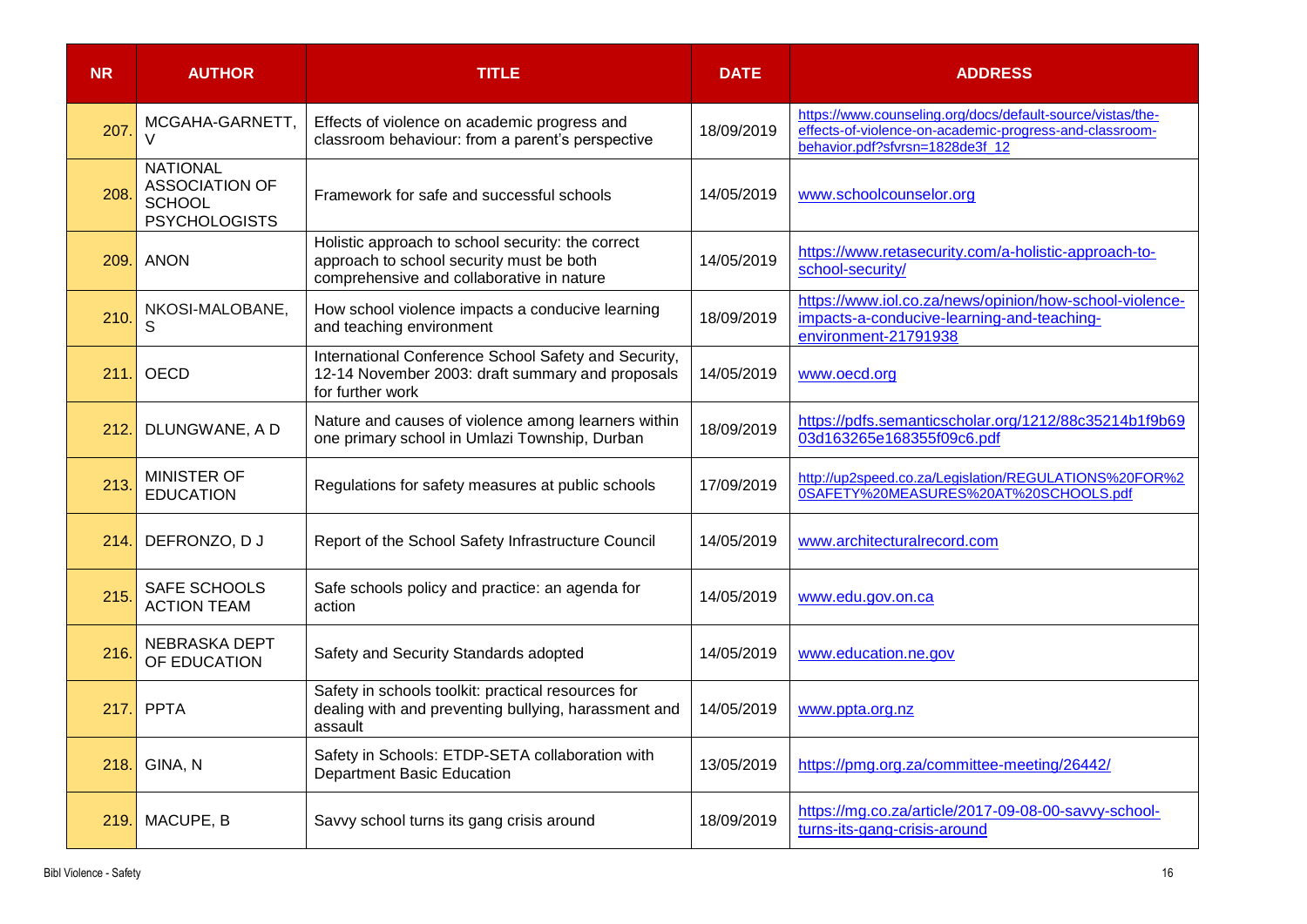| NR | AUTHOR | TITLE | DATE | ADDRESS |
|---|---|---|---|---|
| 207. | MCGAHA-GARNETT, V | Effects of violence on academic progress and classroom behaviour: from a parent's perspective | 18/09/2019 | https://www.counseling.org/docs/default-source/vistas/the-effects-of-violence-on-academic-progress-and-classroom-behavior.pdf?sfvrsn=1828de3f_12 |
| 208. | NATIONAL ASSOCIATION OF SCHOOL PSYCHOLOGISTS | Framework for safe and successful schools | 14/05/2019 | www.schoolcounselor.org |
| 209. | ANON | Holistic approach to school security: the correct approach to school security must be both comprehensive and collaborative in nature | 14/05/2019 | https://www.retasecurity.com/a-holistic-approach-to-school-security/ |
| 210. | NKOSI-MALOBANE, S | How school violence impacts a conducive learning and teaching environment | 18/09/2019 | https://www.iol.co.za/news/opinion/how-school-violence-impacts-a-conducive-learning-and-teaching-environment-21791938 |
| 211. | OECD | International Conference School Safety and Security, 12-14 November 2003: draft summary and proposals for further work | 14/05/2019 | www.oecd.org |
| 212. | DLUNGWANE, A D | Nature and causes of violence among learners within one primary school in Umlazi Township, Durban | 18/09/2019 | https://pdfs.semanticscholar.org/1212/88c35214b1f9b6903d163265e168355f09c6.pdf |
| 213. | MINISTER OF EDUCATION | Regulations for safety measures at public schools | 17/09/2019 | http://up2speed.co.za/Legislation/REGULATIONS%20FOR%20SAFETY%20MEASURES%20AT%20SCHOOLS.pdf |
| 214. | DEFRONZO, D J | Report of the School Safety Infrastructure Council | 14/05/2019 | www.architecturalrecord.com |
| 215. | SAFE SCHOOLS ACTION TEAM | Safe schools policy and practice: an agenda for action | 14/05/2019 | www.edu.gov.on.ca |
| 216. | NEBRASKA DEPT OF EDUCATION | Safety and Security Standards adopted | 14/05/2019 | www.education.ne.gov |
| 217. | PPTA | Safety in schools toolkit: practical resources for dealing with and preventing bullying, harassment and assault | 14/05/2019 | www.ppta.org.nz |
| 218. | GINA, N | Safety in Schools: ETDP-SETA collaboration with Department Basic Education | 13/05/2019 | https://pmg.org.za/committee-meeting/26442/ |
| 219. | MACUPE, B | Savvy school turns its gang crisis around | 18/09/2019 | https://mg.co.za/article/2017-09-08-00-savvy-school-turns-its-gang-crisis-around |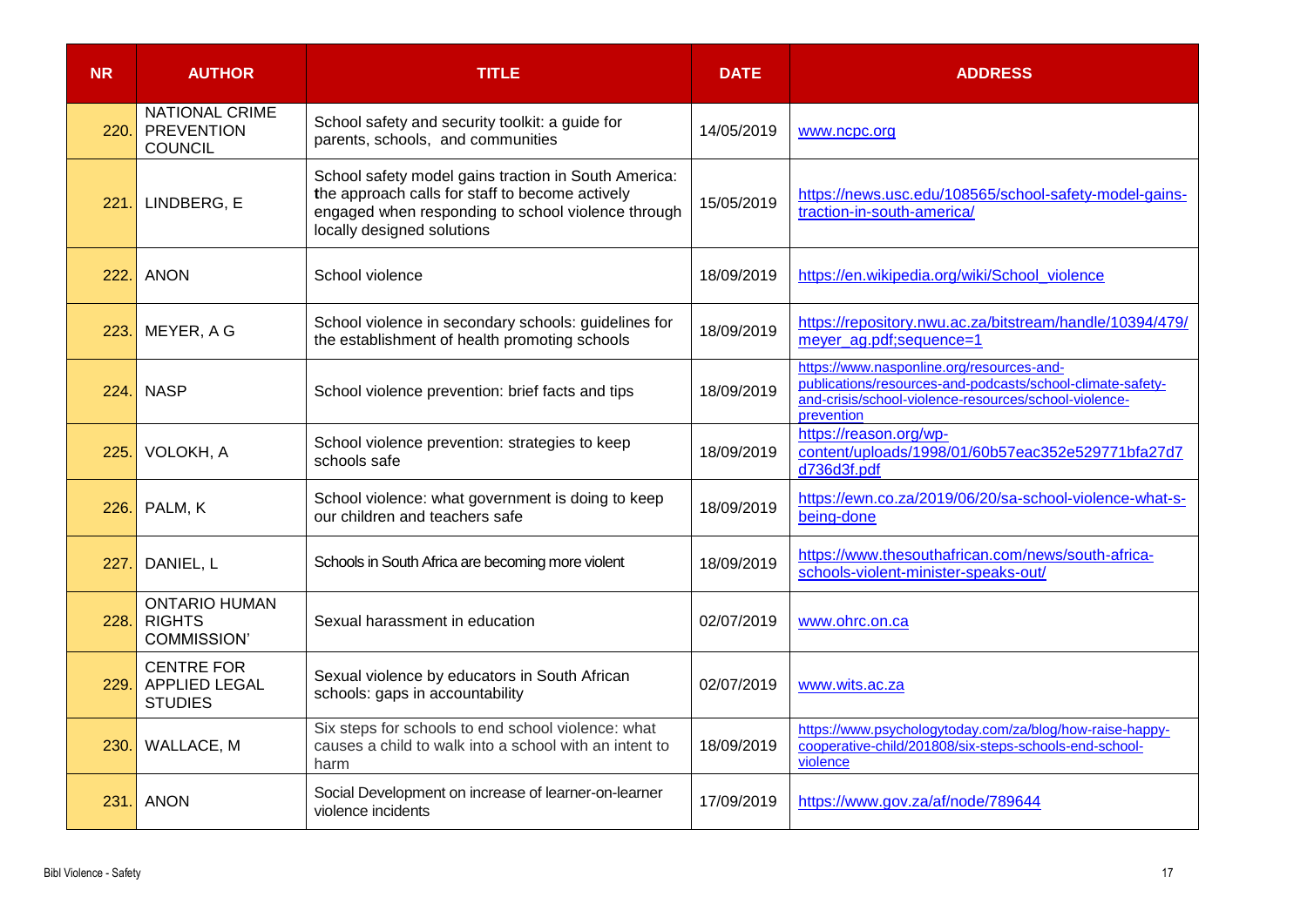| NR | AUTHOR | TITLE | DATE | ADDRESS |
|---|---|---|---|---|
| 220. | NATIONAL CRIME PREVENTION COUNCIL | School safety and security toolkit: a guide for parents, schools, and communities | 14/05/2019 | www.ncpc.org |
| 221. | LINDBERG, E | School safety model gains traction in South America: the approach calls for staff to become actively engaged when responding to school violence through locally designed solutions | 15/05/2019 | https://news.usc.edu/108565/school-safety-model-gains-traction-in-south-america/ |
| 222. | ANON | School violence | 18/09/2019 | https://en.wikipedia.org/wiki/School_violence |
| 223. | MEYER, A G | School violence in secondary schools: guidelines for the establishment of health promoting schools | 18/09/2019 | https://repository.nwu.ac.za/bitstream/handle/10394/479/meyer_ag.pdf;sequence=1 |
| 224. | NASP | School violence prevention: brief facts and tips | 18/09/2019 | https://www.nasponline.org/resources-and-publications/resources-and-podcasts/school-climate-safety-and-crisis/school-violence-resources/school-violence-prevention |
| 225. | VOLOKH, A | School violence prevention: strategies to keep schools safe | 18/09/2019 | https://reason.org/wp-content/uploads/1998/01/60b57eac352e529771bfa27d7d736d3f.pdf |
| 226. | PALM, K | School violence: what government is doing to keep our children and teachers safe | 18/09/2019 | https://ewn.co.za/2019/06/20/sa-school-violence-what-s-being-done |
| 227. | DANIEL, L | Schools in South Africa are becoming more violent | 18/09/2019 | https://www.thesouthafrican.com/news/south-africa-schools-violent-minister-speaks-out/ |
| 228. | ONTARIO HUMAN RIGHTS COMMISSION' | Sexual harassment in education | 02/07/2019 | www.ohrc.on.ca |
| 229. | CENTRE FOR APPLIED LEGAL STUDIES | Sexual violence by educators in South African schools: gaps in accountability | 02/07/2019 | www.wits.ac.za |
| 230. | WALLACE, M | Six steps for schools to end school violence: what causes a child to walk into a school with an intent to harm | 18/09/2019 | https://www.psychologytoday.com/za/blog/how-raise-happy-cooperative-child/201808/six-steps-schools-end-school-violence |
| 231. | ANON | Social Development on increase of learner-on-learner violence incidents | 17/09/2019 | https://www.gov.za/af/node/789644 |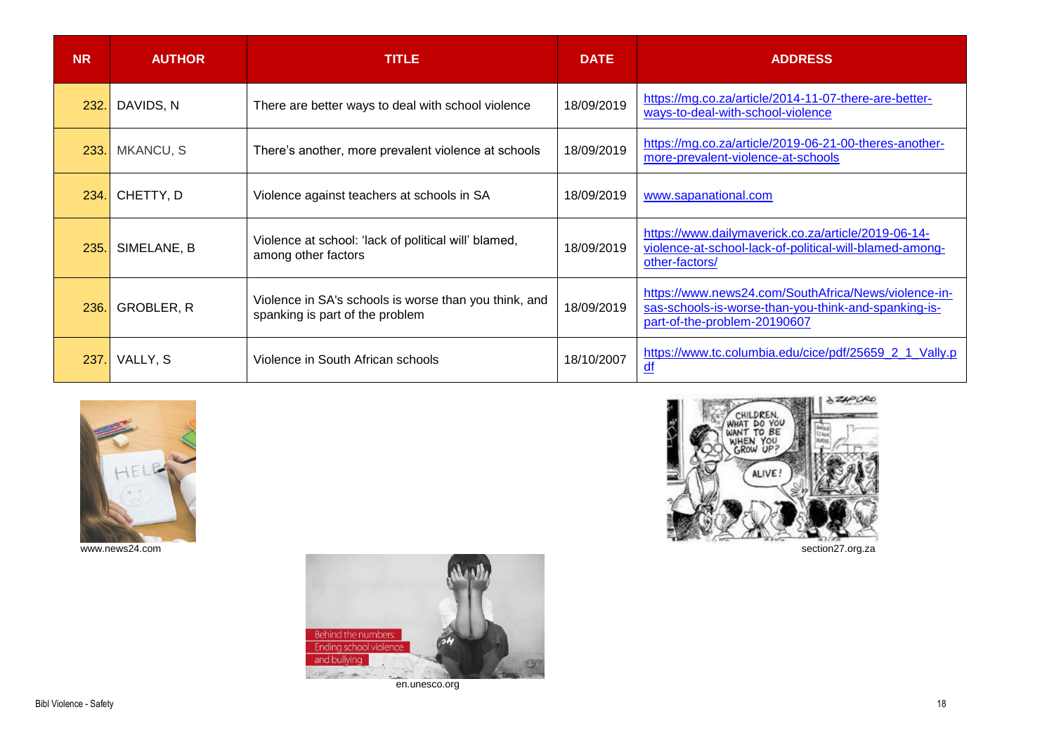| NR | AUTHOR | TITLE | DATE | ADDRESS |
|---|---|---|---|---|
| 232. | DAVIDS, N | There are better ways to deal with school violence | 18/09/2019 | https://mg.co.za/article/2014-11-07-there-are-better-ways-to-deal-with-school-violence |
| 233. | MKANCU, S | There's another, more prevalent violence at schools | 18/09/2019 | https://mg.co.za/article/2019-06-21-00-theres-another-more-prevalent-violence-at-schools |
| 234. | CHETTY, D | Violence against teachers at schools in SA | 18/09/2019 | www.sapanational.com |
| 235. | SIMELANE, B | Violence at school: 'lack of political will' blamed, among other factors | 18/09/2019 | https://www.dailymaverick.co.za/article/2019-06-14-violence-at-school-lack-of-political-will-blamed-among-other-factors/ |
| 236. | GROBLER, R | Violence in SA's schools is worse than you think, and spanking is part of the problem | 18/09/2019 | https://www.news24.com/SouthAfrica/News/violence-in-sas-schools-is-worse-than-you-think-and-spanking-is-part-of-the-problem-20190607 |
| 237. | VALLY, S | Violence in South African schools | 18/10/2007 | https://www.tc.columbia.edu/cice/pdf/25659_2_1_Vally.pdf |

www.news24.com

section27.org.za

en.unesco.org